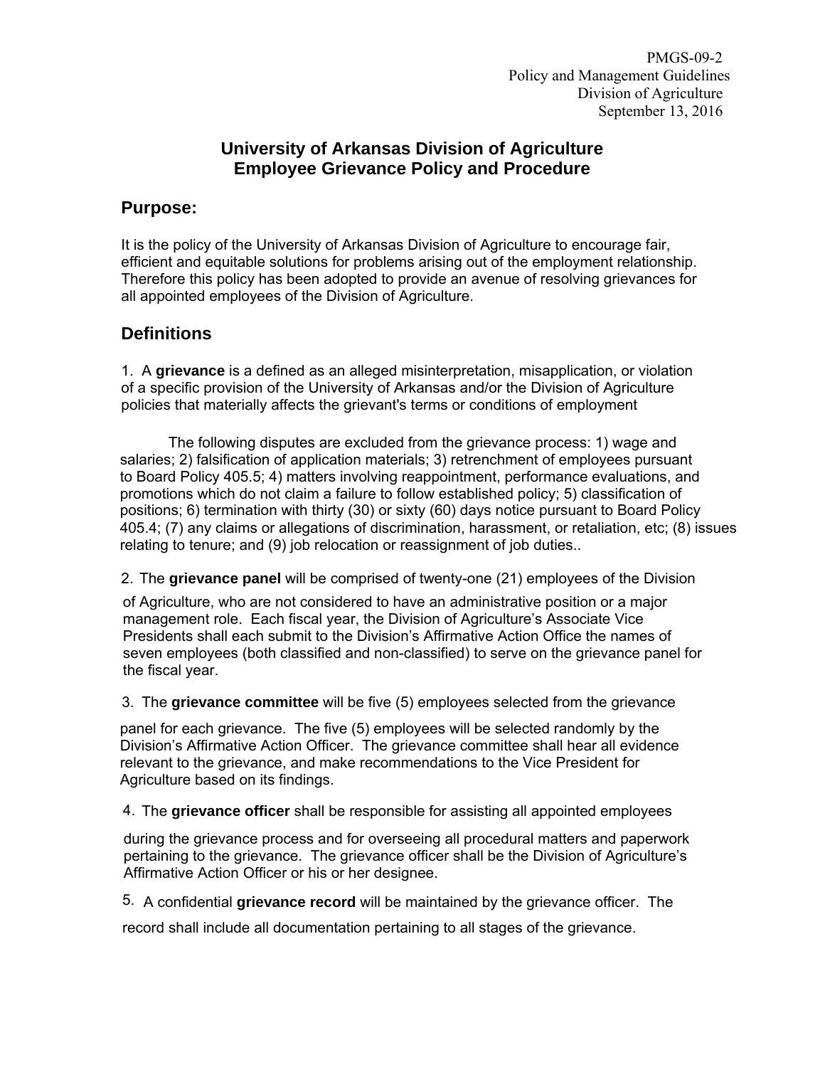PMGS-09-2
Policy and Management Guidelines
Division of Agriculture
September 13, 2016

# University of Arkansas Division of Agriculture Employee Grievance Policy and Procedure

## Purpose:

It is the policy of the University of Arkansas Division of Agriculture to encourage fair, efficient and equitable solutions for problems arising out of the employment relationship. Therefore this policy has been adopted to provide an avenue of resolving grievances for all appointed employees of the Division of Agriculture.

## Definitions

1. A **grievance** is a defined as an alleged misinterpretation, misapplication, or violation of a specific provision of the University of Arkansas and/or the Division of Agriculture policies that materially affects the grievant's terms or conditions of employment

The following disputes are excluded from the grievance process: 1) wage and salaries; 2) falsification of application materials; 3) retrenchment of employees pursuant to Board Policy 405.5; 4) matters involving reappointment, performance evaluations, and promotions which do not claim a failure to follow established policy; 5) classification of positions; 6) termination with thirty (30) or sixty (60) days notice pursuant to Board Policy 405.4; (7) any claims or allegations of discrimination, harassment, or retaliation, etc; (8) issues relating to tenure; and (9) job relocation or reassignment of job duties..

2. The **grievance panel** will be comprised of twenty-one (21) employees of the Division of Agriculture, who are not considered to have an administrative position or a major management role. Each fiscal year, the Division of Agriculture's Associate Vice Presidents shall each submit to the Division's Affirmative Action Office the names of seven employees (both classified and non-classified) to serve on the grievance panel for the fiscal year.

3. The **grievance committee** will be five (5) employees selected from the grievance panel for each grievance. The five (5) employees will be selected randomly by the Division's Affirmative Action Officer. The grievance committee shall hear all evidence relevant to the grievance, and make recommendations to the Vice President for Agriculture based on its findings.

4. The **grievance officer** shall be responsible for assisting all appointed employees during the grievance process and for overseeing all procedural matters and paperwork pertaining to the grievance. The grievance officer shall be the Division of Agriculture's Affirmative Action Officer or his or her designee.

5. A confidential **grievance record** will be maintained by the grievance officer. The record shall include all documentation pertaining to all stages of the grievance.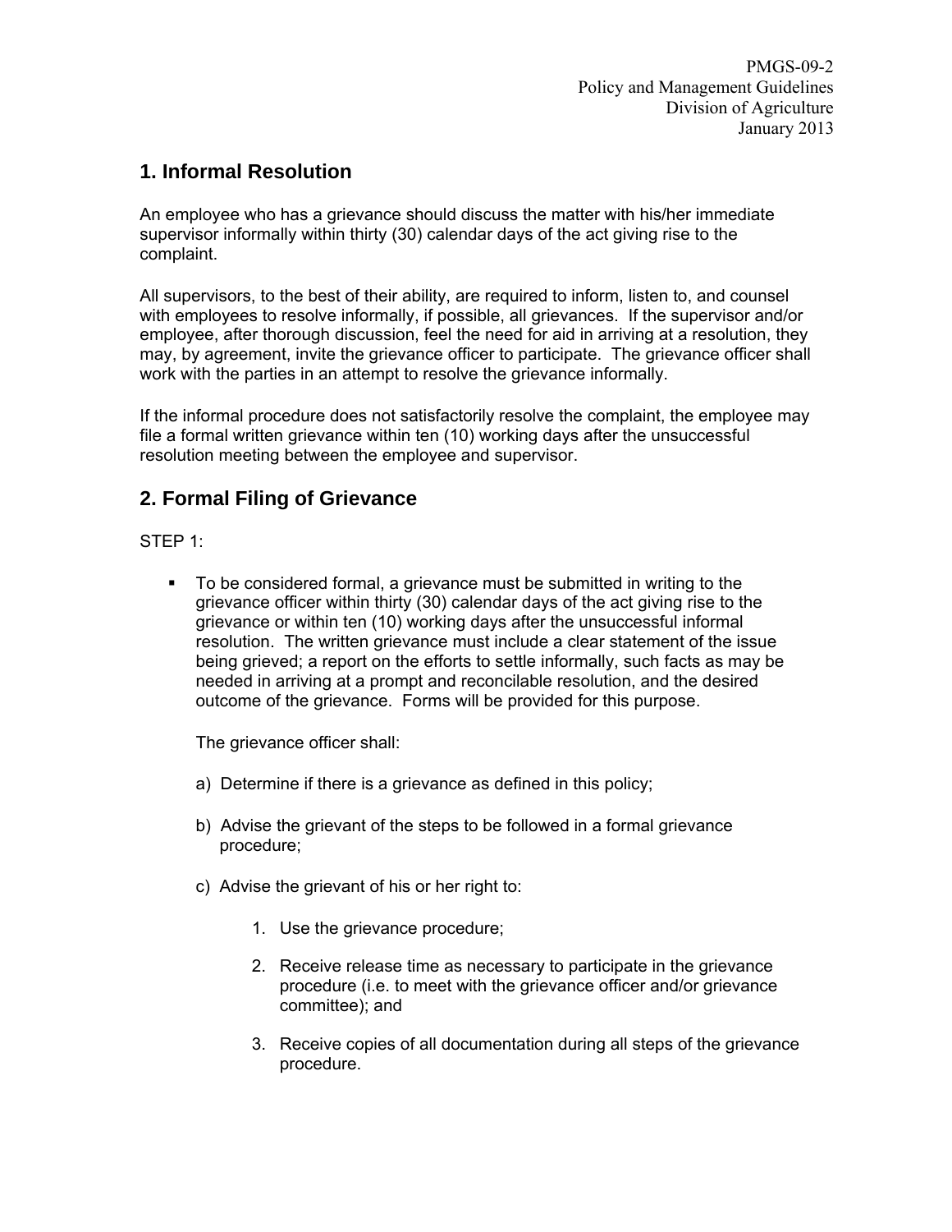## 1. Informal Resolution

An employee who has a grievance should discuss the matter with his/her immediate supervisor informally within thirty (30) calendar days of the act giving rise to the complaint.

All supervisors, to the best of their ability, are required to inform, listen to, and counsel with employees to resolve informally, if possible, all grievances. If the supervisor and/or employee, after thorough discussion, feel the need for aid in arriving at a resolution, they may, by agreement, invite the grievance officer to participate. The grievance officer shall work with the parties in an attempt to resolve the grievance informally.

If the informal procedure does not satisfactorily resolve the complaint, the employee may file a formal written grievance within ten (10) working days after the unsuccessful resolution meeting between the employee and supervisor.

## 2. Formal Filing of Grievance

STEP 1:

- To be considered formal, a grievance must be submitted in writing to the grievance officer within thirty (30) calendar days of the act giving rise to the grievance or within ten (10) working days after the unsuccessful informal resolution. The written grievance must include a clear statement of the issue being grieved; a report on the efforts to settle informally, such facts as may be needed in arriving at a prompt and reconcilable resolution, and the desired outcome of the grievance. Forms will be provided for this purpose.

  The grievance officer shall:

  a) Determine if there is a grievance as defined in this policy;

  b) Advise the grievant of the steps to be followed in a formal grievance procedure;

  c) Advise the grievant of his or her right to:

     1. Use the grievance procedure;

     2. Receive release time as necessary to participate in the grievance procedure (i.e. to meet with the grievance officer and/or grievance committee); and

     3. Receive copies of all documentation during all steps of the grievance procedure.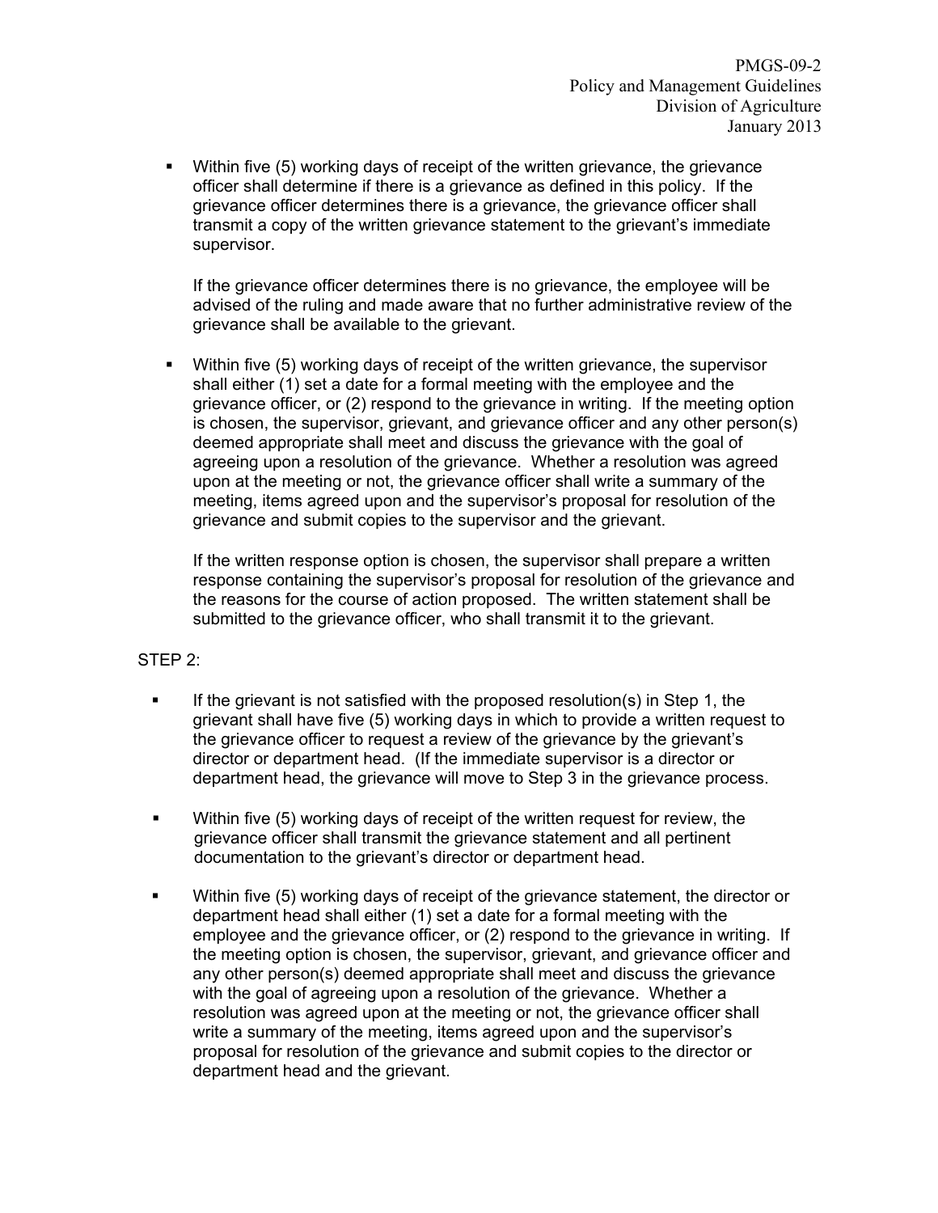- Within five (5) working days of receipt of the written grievance, the grievance officer shall determine if there is a grievance as defined in this policy. If the grievance officer determines there is a grievance, the grievance officer shall transmit a copy of the written grievance statement to the grievant's immediate supervisor.

  If the grievance officer determines there is no grievance, the employee will be advised of the ruling and made aware that no further administrative review of the grievance shall be available to the grievant.

- Within five (5) working days of receipt of the written grievance, the supervisor shall either (1) set a date for a formal meeting with the employee and the grievance officer, or (2) respond to the grievance in writing. If the meeting option is chosen, the supervisor, grievant, and grievance officer and any other person(s) deemed appropriate shall meet and discuss the grievance with the goal of agreeing upon a resolution of the grievance. Whether a resolution was agreed upon at the meeting or not, the grievance officer shall write a summary of the meeting, items agreed upon and the supervisor's proposal for resolution of the grievance and submit copies to the supervisor and the grievant.

  If the written response option is chosen, the supervisor shall prepare a written response containing the supervisor's proposal for resolution of the grievance and the reasons for the course of action proposed. The written statement shall be submitted to the grievance officer, who shall transmit it to the grievant.

STEP 2:

- If the grievant is not satisfied with the proposed resolution(s) in Step 1, the grievant shall have five (5) working days in which to provide a written request to the grievance officer to request a review of the grievance by the grievant's director or department head. (If the immediate supervisor is a director or department head, the grievance will move to Step 3 in the grievance process.

- Within five (5) working days of receipt of the written request for review, the grievance officer shall transmit the grievance statement and all pertinent documentation to the grievant's director or department head.

- Within five (5) working days of receipt of the grievance statement, the director or department head shall either (1) set a date for a formal meeting with the employee and the grievance officer, or (2) respond to the grievance in writing. If the meeting option is chosen, the supervisor, grievant, and grievance officer and any other person(s) deemed appropriate shall meet and discuss the grievance with the goal of agreeing upon a resolution of the grievance. Whether a resolution was agreed upon at the meeting or not, the grievance officer shall write a summary of the meeting, items agreed upon and the supervisor's proposal for resolution of the grievance and submit copies to the director or department head and the grievant.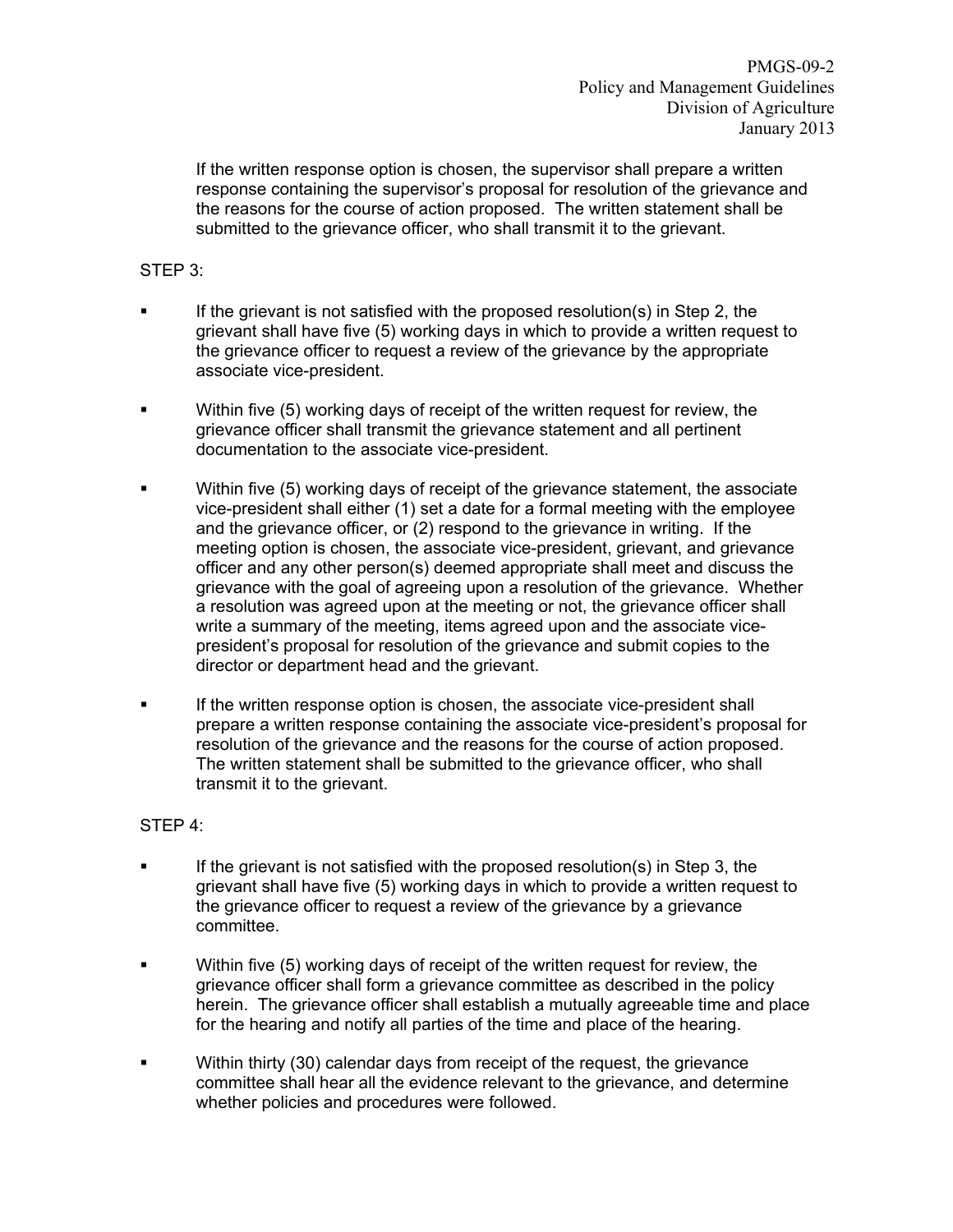If the written response option is chosen, the supervisor shall prepare a written response containing the supervisor's proposal for resolution of the grievance and the reasons for the course of action proposed. The written statement shall be submitted to the grievance officer, who shall transmit it to the grievant.

STEP 3:

- If the grievant is not satisfied with the proposed resolution(s) in Step 2, the grievant shall have five (5) working days in which to provide a written request to the grievance officer to request a review of the grievance by the appropriate associate vice-president.
- Within five (5) working days of receipt of the written request for review, the grievance officer shall transmit the grievance statement and all pertinent documentation to the associate vice-president.
- Within five (5) working days of receipt of the grievance statement, the associate vice-president shall either (1) set a date for a formal meeting with the employee and the grievance officer, or (2) respond to the grievance in writing. If the meeting option is chosen, the associate vice-president, grievant, and grievance officer and any other person(s) deemed appropriate shall meet and discuss the grievance with the goal of agreeing upon a resolution of the grievance. Whether a resolution was agreed upon at the meeting or not, the grievance officer shall write a summary of the meeting, items agreed upon and the associate vice-president's proposal for resolution of the grievance and submit copies to the director or department head and the grievant.
- If the written response option is chosen, the associate vice-president shall prepare a written response containing the associate vice-president's proposal for resolution of the grievance and the reasons for the course of action proposed. The written statement shall be submitted to the grievance officer, who shall transmit it to the grievant.

STEP 4:

- If the grievant is not satisfied with the proposed resolution(s) in Step 3, the grievant shall have five (5) working days in which to provide a written request to the grievance officer to request a review of the grievance by a grievance committee.
- Within five (5) working days of receipt of the written request for review, the grievance officer shall form a grievance committee as described in the policy herein. The grievance officer shall establish a mutually agreeable time and place for the hearing and notify all parties of the time and place of the hearing.
- Within thirty (30) calendar days from receipt of the request, the grievance committee shall hear all the evidence relevant to the grievance, and determine whether policies and procedures were followed.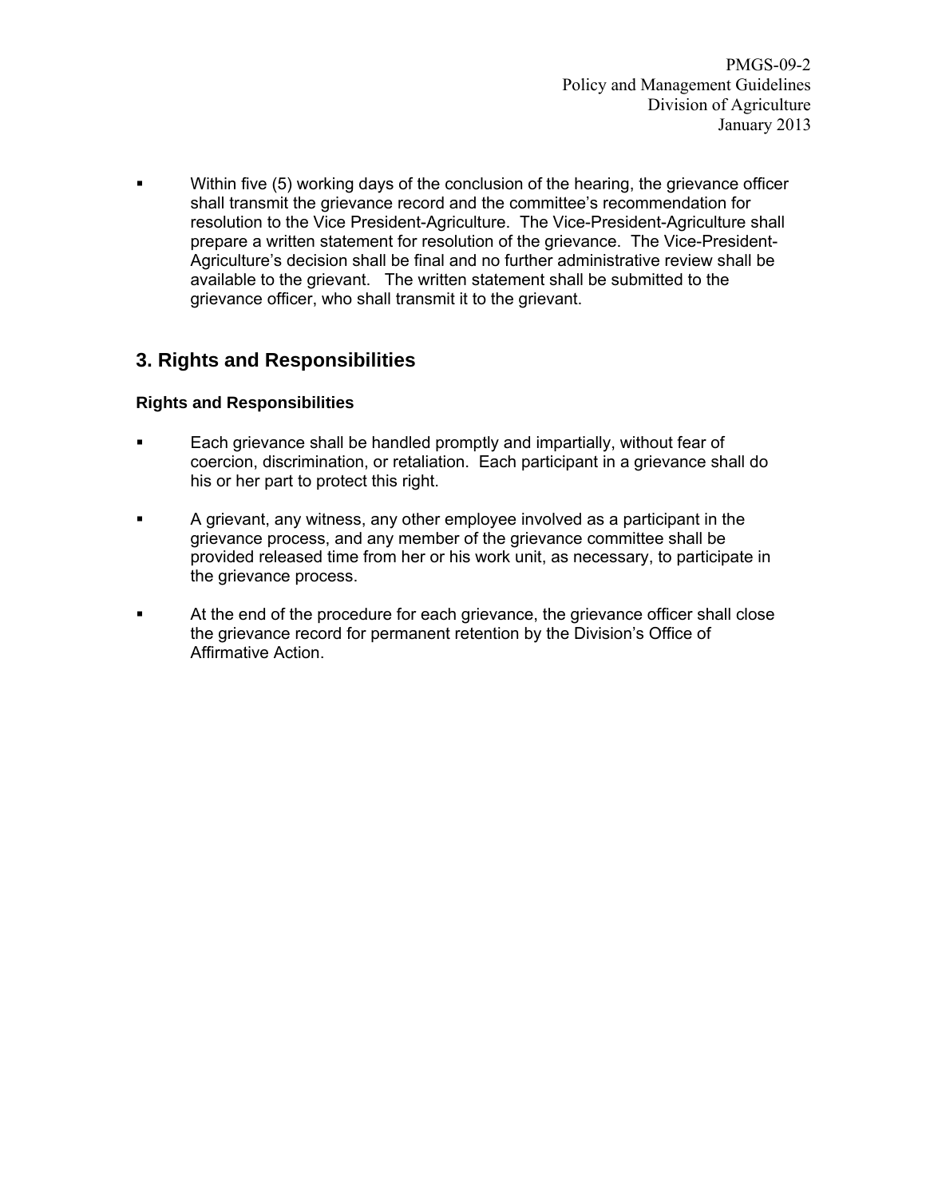- Within five (5) working days of the conclusion of the hearing, the grievance officer shall transmit the grievance record and the committee's recommendation for resolution to the Vice President-Agriculture. The Vice-President-Agriculture shall prepare a written statement for resolution of the grievance. The Vice-President-Agriculture's decision shall be final and no further administrative review shall be available to the grievant. The written statement shall be submitted to the grievance officer, who shall transmit it to the grievant.

## 3. Rights and Responsibilities

### Rights and Responsibilities

- Each grievance shall be handled promptly and impartially, without fear of coercion, discrimination, or retaliation. Each participant in a grievance shall do his or her part to protect this right.

- A grievant, any witness, any other employee involved as a participant in the grievance process, and any member of the grievance committee shall be provided released time from her or his work unit, as necessary, to participate in the grievance process.

- At the end of the procedure for each grievance, the grievance officer shall close the grievance record for permanent retention by the Division's Office of Affirmative Action.